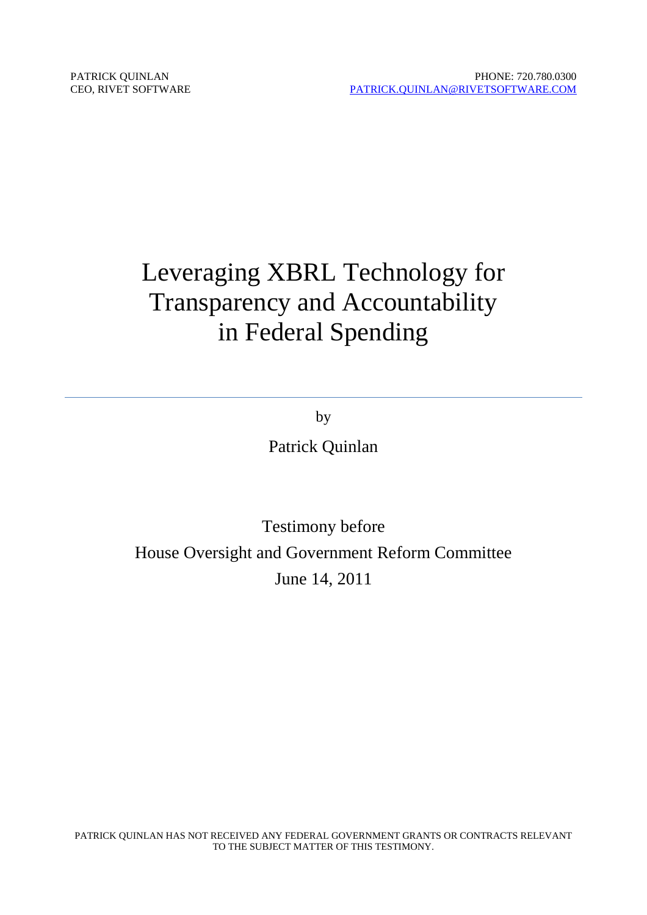PATRICK QUINLAN
CEO, RIVET SOFTWARE

PHONE: 720.780.0300
PATRICK.QUINLAN@RIVETSOFTWARE.COM

# Leveraging XBRL Technology for Transparency and Accountability in Federal Spending

---

by

Patrick Quinlan

Testimony before
House Oversight and Government Reform Committee
June 14, 2011

PATRICK QUINLAN HAS NOT RECEIVED ANY FEDERAL GOVERNMENT GRANTS OR CONTRACTS RELEVANT TO THE SUBJECT MATTER OF THIS TESTIMONY.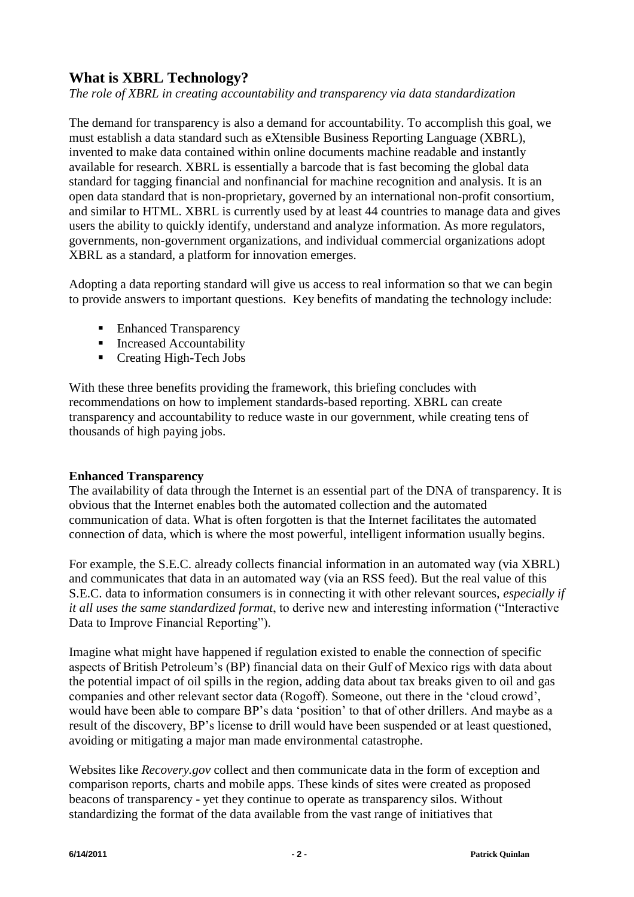## What is XBRL Technology?

*The role of XBRL in creating accountability and transparency via data standardization*

The demand for transparency is also a demand for accountability. To accomplish this goal, we must establish a data standard such as eXtensible Business Reporting Language (XBRL), invented to make data contained within online documents machine readable and instantly available for research. XBRL is essentially a barcode that is fast becoming the global data standard for tagging financial and nonfinancial for machine recognition and analysis. It is an open data standard that is non-proprietary, governed by an international non-profit consortium, and similar to HTML. XBRL is currently used by at least 44 countries to manage data and gives users the ability to quickly identify, understand and analyze information. As more regulators, governments, non-government organizations, and individual commercial organizations adopt XBRL as a standard, a platform for innovation emerges.

Adopting a data reporting standard will give us access to real information so that we can begin to provide answers to important questions. Key benefits of mandating the technology include:

- Enhanced Transparency
- Increased Accountability
- Creating High-Tech Jobs

With these three benefits providing the framework, this briefing concludes with recommendations on how to implement standards-based reporting. XBRL can create transparency and accountability to reduce waste in our government, while creating tens of thousands of high paying jobs.

**Enhanced Transparency**

The availability of data through the Internet is an essential part of the DNA of transparency. It is obvious that the Internet enables both the automated collection and the automated communication of data. What is often forgotten is that the Internet facilitates the automated connection of data, which is where the most powerful, intelligent information usually begins.

For example, the S.E.C. already collects financial information in an automated way (via XBRL) and communicates that data in an automated way (via an RSS feed). But the real value of this S.E.C. data to information consumers is in connecting it with other relevant sources, *especially if it all uses the same standardized format*, to derive new and interesting information ("Interactive Data to Improve Financial Reporting").

Imagine what might have happened if regulation existed to enable the connection of specific aspects of British Petroleum's (BP) financial data on their Gulf of Mexico rigs with data about the potential impact of oil spills in the region, adding data about tax breaks given to oil and gas companies and other relevant sector data (Rogoff). Someone, out there in the 'cloud crowd', would have been able to compare BP's data 'position' to that of other drillers. And maybe as a result of the discovery, BP's license to drill would have been suspended or at least questioned, avoiding or mitigating a major man made environmental catastrophe.

Websites like *Recovery.gov* collect and then communicate data in the form of exception and comparison reports, charts and mobile apps. These kinds of sites were created as proposed beacons of transparency - yet they continue to operate as transparency silos. Without standardizing the format of the data available from the vast range of initiatives that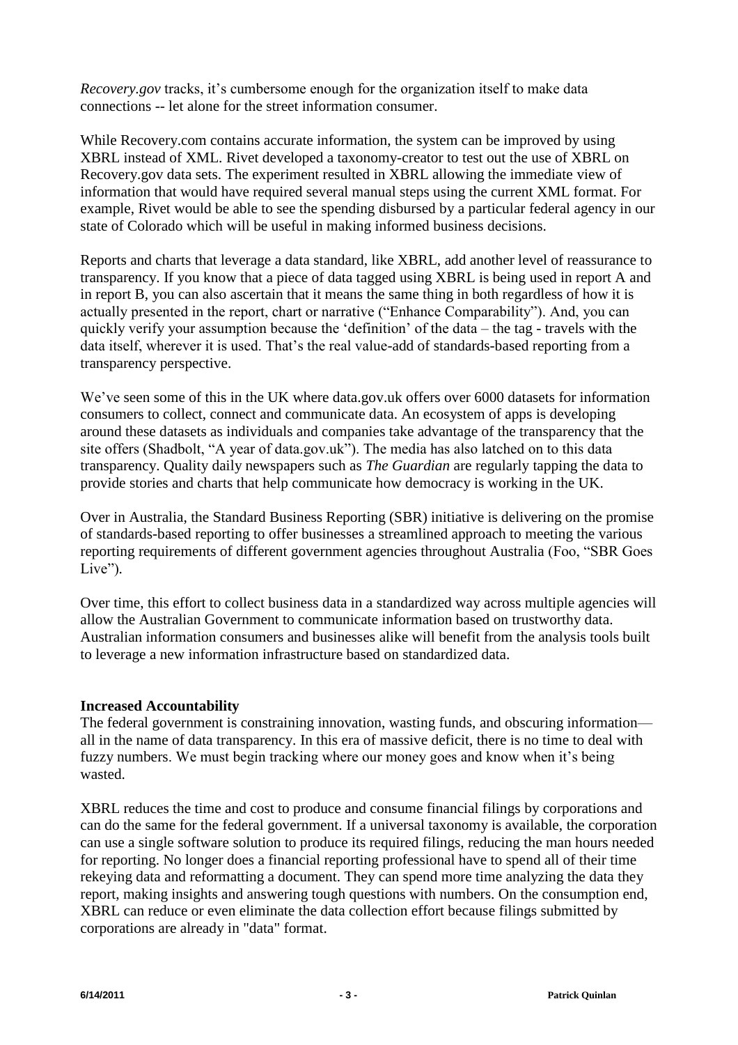*Recovery.gov* tracks, it's cumbersome enough for the organization itself to make data connections -- let alone for the street information consumer.

While Recovery.com contains accurate information, the system can be improved by using XBRL instead of XML. Rivet developed a taxonomy-creator to test out the use of XBRL on Recovery.gov data sets. The experiment resulted in XBRL allowing the immediate view of information that would have required several manual steps using the current XML format. For example, Rivet would be able to see the spending disbursed by a particular federal agency in our state of Colorado which will be useful in making informed business decisions.

Reports and charts that leverage a data standard, like XBRL, add another level of reassurance to transparency. If you know that a piece of data tagged using XBRL is being used in report A and in report B, you can also ascertain that it means the same thing in both regardless of how it is actually presented in the report, chart or narrative ("Enhance Comparability"). And, you can quickly verify your assumption because the 'definition' of the data – the tag - travels with the data itself, wherever it is used. That's the real value-add of standards-based reporting from a transparency perspective.

We've seen some of this in the UK where data.gov.uk offers over 6000 datasets for information consumers to collect, connect and communicate data. An ecosystem of apps is developing around these datasets as individuals and companies take advantage of the transparency that the site offers (Shadbolt, "A year of data.gov.uk"). The media has also latched on to this data transparency. Quality daily newspapers such as *The Guardian* are regularly tapping the data to provide stories and charts that help communicate how democracy is working in the UK.

Over in Australia, the Standard Business Reporting (SBR) initiative is delivering on the promise of standards-based reporting to offer businesses a streamlined approach to meeting the various reporting requirements of different government agencies throughout Australia (Foo, "SBR Goes Live").

Over time, this effort to collect business data in a standardized way across multiple agencies will allow the Australian Government to communicate information based on trustworthy data. Australian information consumers and businesses alike will benefit from the analysis tools built to leverage a new information infrastructure based on standardized data.

**Increased Accountability**

The federal government is constraining innovation, wasting funds, and obscuring information—all in the name of data transparency. In this era of massive deficit, there is no time to deal with fuzzy numbers. We must begin tracking where our money goes and know when it's being wasted.

XBRL reduces the time and cost to produce and consume financial filings by corporations and can do the same for the federal government. If a universal taxonomy is available, the corporation can use a single software solution to produce its required filings, reducing the man hours needed for reporting. No longer does a financial reporting professional have to spend all of their time rekeying data and reformatting a document. They can spend more time analyzing the data they report, making insights and answering tough questions with numbers. On the consumption end, XBRL can reduce or even eliminate the data collection effort because filings submitted by corporations are already in "data" format.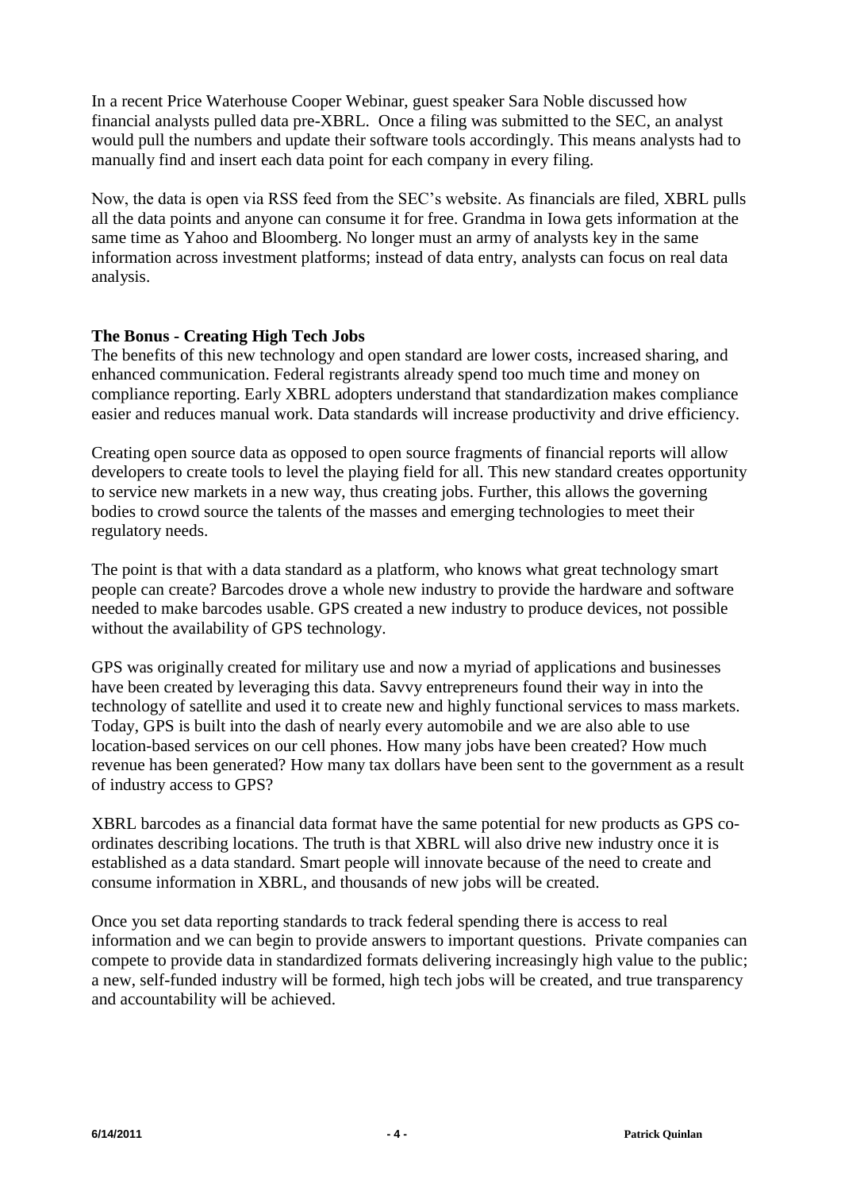In a recent Price Waterhouse Cooper Webinar, guest speaker Sara Noble discussed how financial analysts pulled data pre-XBRL. Once a filing was submitted to the SEC, an analyst would pull the numbers and update their software tools accordingly. This means analysts had to manually find and insert each data point for each company in every filing.

Now, the data is open via RSS feed from the SEC's website. As financials are filed, XBRL pulls all the data points and anyone can consume it for free. Grandma in Iowa gets information at the same time as Yahoo and Bloomberg. No longer must an army of analysts key in the same information across investment platforms; instead of data entry, analysts can focus on real data analysis.

**The Bonus - Creating High Tech Jobs**

The benefits of this new technology and open standard are lower costs, increased sharing, and enhanced communication. Federal registrants already spend too much time and money on compliance reporting. Early XBRL adopters understand that standardization makes compliance easier and reduces manual work. Data standards will increase productivity and drive efficiency.

Creating open source data as opposed to open source fragments of financial reports will allow developers to create tools to level the playing field for all. This new standard creates opportunity to service new markets in a new way, thus creating jobs. Further, this allows the governing bodies to crowd source the talents of the masses and emerging technologies to meet their regulatory needs.

The point is that with a data standard as a platform, who knows what great technology smart people can create? Barcodes drove a whole new industry to provide the hardware and software needed to make barcodes usable. GPS created a new industry to produce devices, not possible without the availability of GPS technology.

GPS was originally created for military use and now a myriad of applications and businesses have been created by leveraging this data. Savvy entrepreneurs found their way in into the technology of satellite and used it to create new and highly functional services to mass markets. Today, GPS is built into the dash of nearly every automobile and we are also able to use location-based services on our cell phones. How many jobs have been created? How much revenue has been generated? How many tax dollars have been sent to the government as a result of industry access to GPS?

XBRL barcodes as a financial data format have the same potential for new products as GPS co-ordinates describing locations. The truth is that XBRL will also drive new industry once it is established as a data standard. Smart people will innovate because of the need to create and consume information in XBRL, and thousands of new jobs will be created.

Once you set data reporting standards to track federal spending there is access to real information and we can begin to provide answers to important questions. Private companies can compete to provide data in standardized formats delivering increasingly high value to the public; a new, self-funded industry will be formed, high tech jobs will be created, and true transparency and accountability will be achieved.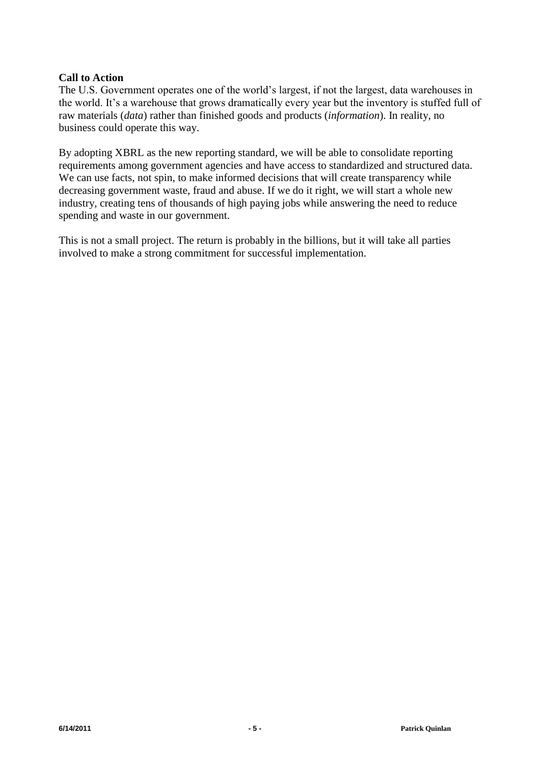**Call to Action**

The U.S. Government operates one of the world's largest, if not the largest, data warehouses in the world. It's a warehouse that grows dramatically every year but the inventory is stuffed full of raw materials (*data*) rather than finished goods and products (*information*). In reality, no business could operate this way.

By adopting XBRL as the new reporting standard, we will be able to consolidate reporting requirements among government agencies and have access to standardized and structured data. We can use facts, not spin, to make informed decisions that will create transparency while decreasing government waste, fraud and abuse. If we do it right, we will start a whole new industry, creating tens of thousands of high paying jobs while answering the need to reduce spending and waste in our government.

This is not a small project. The return is probably in the billions, but it will take all parties involved to make a strong commitment for successful implementation.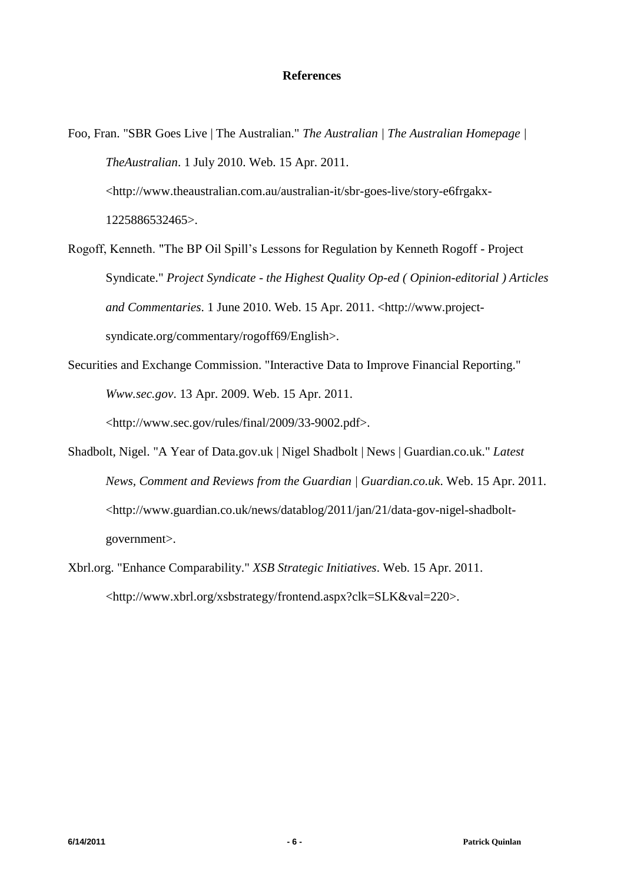**References**

Foo, Fran. "SBR Goes Live | The Australian." *The Australian | The Australian Homepage | TheAustralian*. 1 July 2010. Web. 15 Apr. 2011. <http://www.theaustralian.com.au/australian-it/sbr-goes-live/story-e6frgakx-1225886532465>.

Rogoff, Kenneth. "The BP Oil Spill's Lessons for Regulation by Kenneth Rogoff - Project Syndicate." *Project Syndicate - the Highest Quality Op-ed ( Opinion-editorial ) Articles and Commentaries*. 1 June 2010. Web. 15 Apr. 2011. <http://www.project-syndicate.org/commentary/rogoff69/English>.

Securities and Exchange Commission. "Interactive Data to Improve Financial Reporting." *Www.sec.gov*. 13 Apr. 2009. Web. 15 Apr. 2011. <http://www.sec.gov/rules/final/2009/33-9002.pdf>.

Shadbolt, Nigel. "A Year of Data.gov.uk | Nigel Shadbolt | News | Guardian.co.uk." *Latest News, Comment and Reviews from the Guardian | Guardian.co.uk*. Web. 15 Apr. 2011. <http://www.guardian.co.uk/news/datablog/2011/jan/21/data-gov-nigel-shadbolt-government>.

Xbrl.org. "Enhance Comparability." *XSB Strategic Initiatives*. Web. 15 Apr. 2011. <http://www.xbrl.org/xsbstrategy/frontend.aspx?clk=SLK&val=220>.